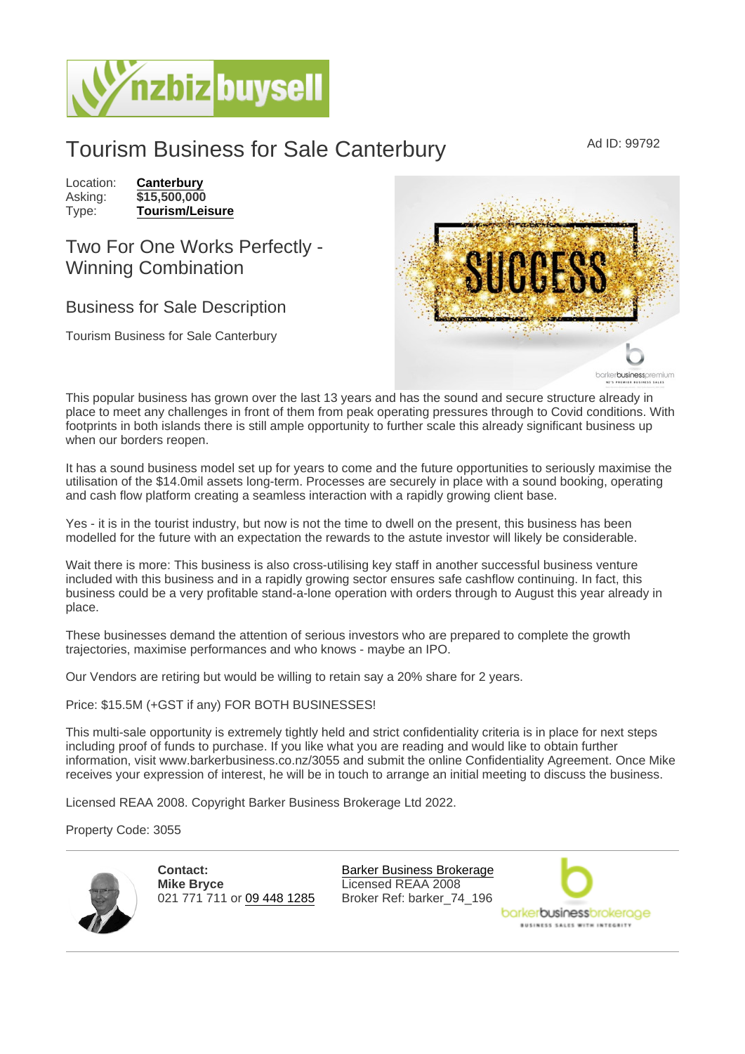# Tourism Business for Sale Canterbury

Ad ID: 99792

Location: **Canterbury**
Asking: **$15,500,000**
Type: **Tourism/Leisure**

## Two For One Works Perfectly - Winning Combination

## Business for Sale Description

Tourism Business for Sale Canterbury

This popular business has grown over the last 13 years and has the sound and secure structure already in place to meet any challenges in front of them from peak operating pressures through to Covid conditions. With footprints in both islands there is still ample opportunity to further scale this already significant business up when our borders reopen.

It has a sound business model set up for years to come and the future opportunities to seriously maximise the utilisation of the $14.0mil assets long-term. Processes are securely in place with a sound booking, operating and cash flow platform creating a seamless interaction with a rapidly growing client base.

Yes - it is in the tourist industry, but now is not the time to dwell on the present, this business has been modelled for the future with an expectation the rewards to the astute investor will likely be considerable.

Wait there is more: This business is also cross-utilising key staff in another successful business venture included with this business and in a rapidly growing sector ensures safe cashflow continuing. In fact, this business could be a very profitable stand-a-lone operation with orders through to August this year already in place.

These businesses demand the attention of serious investors who are prepared to complete the growth trajectories, maximise performances and who knows - maybe an IPO.

Our Vendors are retiring but would be willing to retain say a 20% share for 2 years.

Price: $15.5M (+GST if any) FOR BOTH BUSINESSES!

This multi-sale opportunity is extremely tightly held and strict confidentiality criteria is in place for next steps including proof of funds to purchase. If you like what you are reading and would like to obtain further information, visit www.barkerbusiness.co.nz/3055 and submit the online Confidentiality Agreement. Once Mike receives your expression of interest, he will be in touch to arrange an initial meeting to discuss the business.

Licensed REAA 2008. Copyright Barker Business Brokerage Ltd 2022.

Property Code: 3055

**Contact:**
**Mike Bryce**
021 771 711 or 09 448 1285

Barker Business Brokerage
Licensed REAA 2008
Broker Ref: barker_74_196